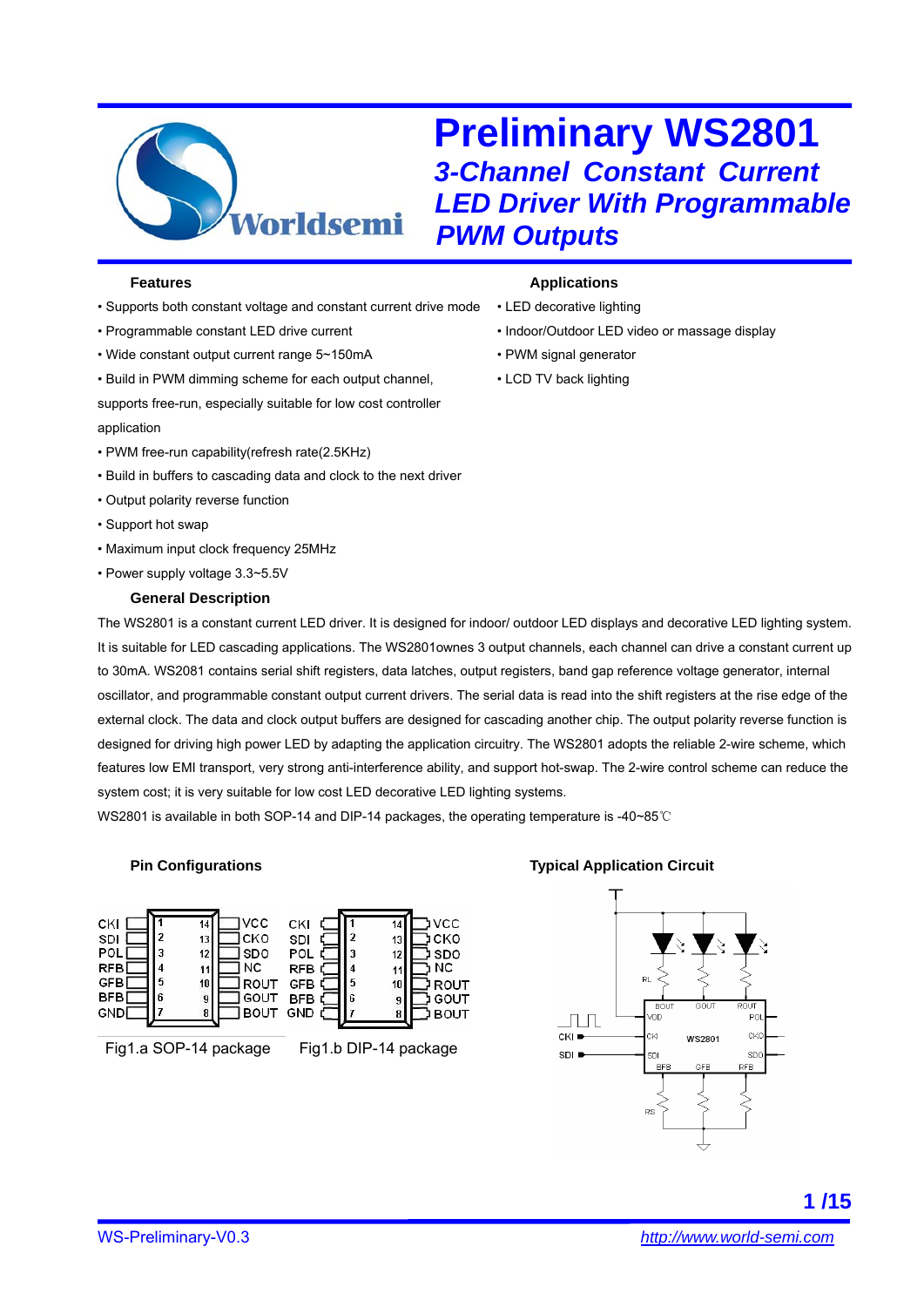# Preliminary WS2801

## *3-Channel Constant Current LED Driver With Programmable PWM Outputs*

### Features

- Supports both constant voltage and constant current drive mode
- Programmable constant LED drive current
- Wide constant output current range 5~150mA
- Build in PWM dimming scheme for each output channel, supports free-run, especially suitable for low cost controller application
- PWM free-run capability(refresh rate(2.5KHz)
- Build in buffers to cascading data and clock to the next driver
- Output polarity reverse function
- Support hot swap
- Maximum input clock frequency 25MHz
- Power supply voltage 3.3~5.5V

### Applications

- LED decorative lighting
- Indoor/Outdoor LED video or massage display
- PWM signal generator
- LCD TV back lighting

### General Description

The WS2801 is a constant current LED driver. It is designed for indoor/ outdoor LED displays and decorative LED lighting system. It is suitable for LED cascading applications. The WS2801ownes 3 output channels, each channel can drive a constant current up to 30mA. WS2081 contains serial shift registers, data latches, output registers, band gap reference voltage generator, internal oscillator, and programmable constant output current drivers. The serial data is read into the shift registers at the rise edge of the external clock. The data and clock output buffers are designed for cascading another chip. The output polarity reverse function is designed for driving high power LED by adapting the application circuitry. The WS2801 adopts the reliable 2-wire scheme, which features low EMI transport, very strong anti-interference ability, and support hot-swap. The 2-wire control scheme can reduce the system cost; it is very suitable for low cost LED decorative LED lighting systems.

WS2801 is available in both SOP-14 and DIP-14 packages, the operating temperature is -40~85℃

### Pin Configurations

| Pin | Name | Pin | Name |
|---|---|---|---|
| 1 | CKI | 14 | VCC |
| 2 | SDI | 13 | CKO |
| 3 | POL | 12 | SDO |
| 4 | RFB | 11 | NC |
| 5 | GFB | 10 | ROUT |
| 6 | BFB | 9 | GOUT |
| 7 | GND | 8 | BOUT |

Fig1.a SOP-14 package    Fig1.b DIP-14 package

### Typical Application Circuit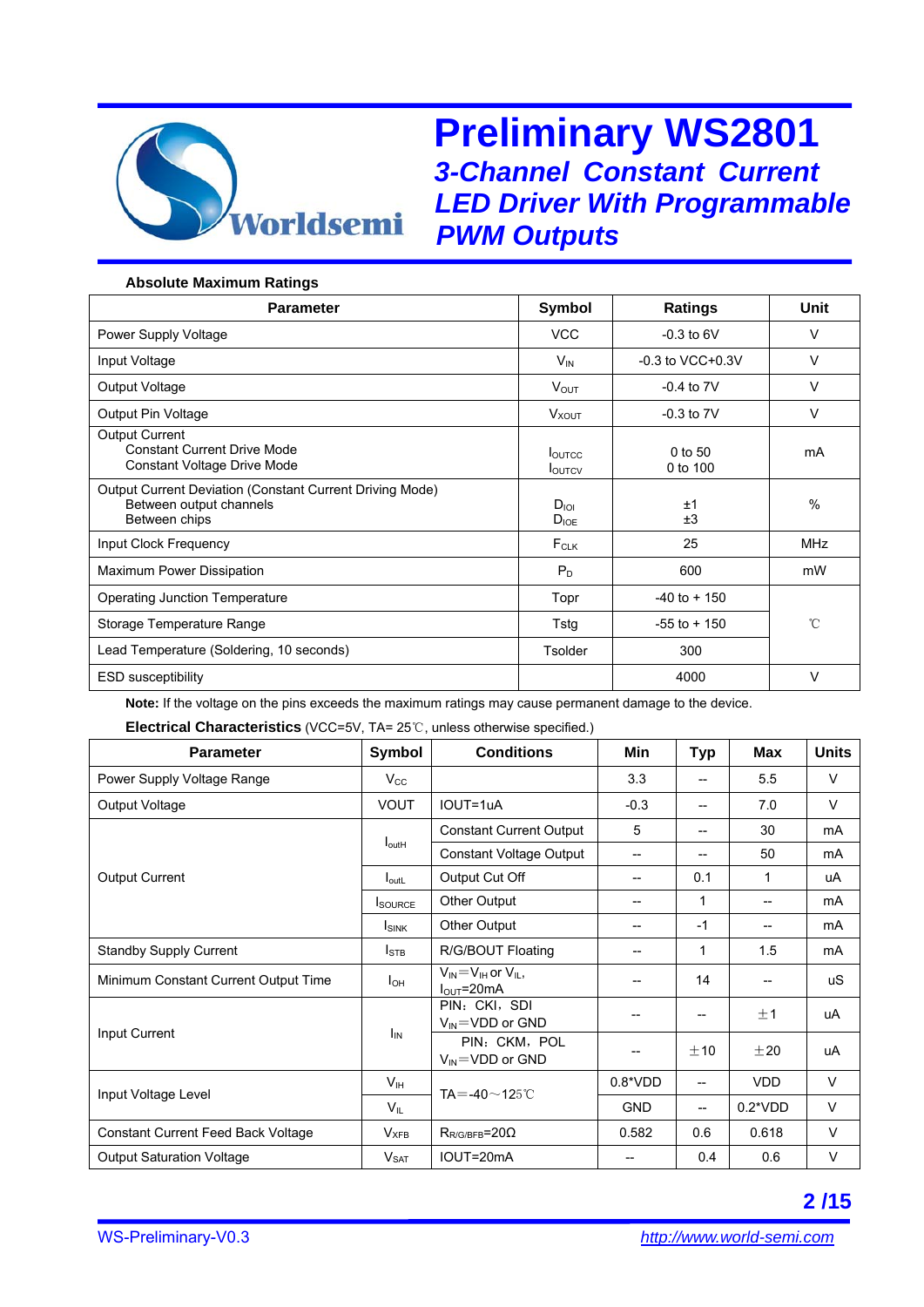**Absolute Maximum Ratings**

| Parameter | Symbol | Ratings | Unit |
|---|---|---|---|
| Power Supply Voltage | VCC | -0.3 to 6V | V |
| Input Voltage | $V_{IN}$ | -0.3 to VCC+0.3V | V |
| Output Voltage | $V_{OUT}$ | -0.4 to 7V | V |
| Output Pin Voltage | $V_{XOUT}$ | -0.3 to 7V | V |
| Output Current<br>Constant Current Drive Mode<br>Constant Voltage Drive Mode | $I_{OUTCC}$<br>$I_{OUTCV}$ | 0 to 50<br>0 to 100 | mA |
| Output Current Deviation (Constant Current Driving Mode)<br>Between output channels<br>Between chips | $D_{IOI}$<br>$D_{IOE}$ | ±1<br>±3 | % |
| Input Clock Frequency | $F_{CLK}$ | 25 | MHz |
| Maximum Power Dissipation | $P_D$ | 600 | mW |
| Operating Junction Temperature | Topr | -40 to + 150 | ℃ |
| Storage Temperature Range | Tstg | -55 to + 150 | ℃ |
| Lead Temperature (Soldering, 10 seconds) | Tsolder | 300 | ℃ |
| ESD susceptibility | | 4000 | V |

**Note:** If the voltage on the pins exceeds the maximum ratings may cause permanent damage to the device.

**Electrical Characteristics** (VCC=5V, TA= 25℃, unless otherwise specified.)

| Parameter | Symbol | Conditions | Min | Typ | Max | Units |
|---|---|---|---|---|---|---|
| Power Supply Voltage Range | $V_{CC}$ | | 3.3 | -- | 5.5 | V |
| Output Voltage | VOUT | IOUT=1uA | -0.3 | -- | 7.0 | V |
| Output Current | $I_{outH}$ | Constant Current Output | 5 | -- | 30 | mA |
| | $I_{outH}$ | Constant Voltage Output | -- | -- | 50 | mA |
| | $I_{outL}$ | Output Cut Off | -- | 0.1 | 1 | uA |
| | $I_{SOURCE}$ | Other Output | -- | 1 | -- | mA |
| | $I_{SINK}$ | Other Output | -- | -1 | -- | mA |
| Standby Supply Current | $I_{STB}$ | R/G/BOUT Floating | -- | 1 | 1.5 | mA |
| Minimum Constant Current Output Time | $I_{OH}$ | $V_{IN}$=$V_{IH}$ or $V_{IL}$,<br>$I_{OUT}$=20mA | -- | 14 | -- | uS |
| Input Current | $I_{IN}$ | PIN：CKI，SDI<br>$V_{IN}$=VDD or GND | -- | -- | ±1 | uA |
| | $I_{IN}$ | PIN：CKM，POL<br>$V_{IN}$=VDD or GND | -- | ±10 | ±20 | uA |
| Input Voltage Level | $V_{IH}$ | TA=-40～125℃ | 0.8*VDD | -- | VDD | V |
| | $V_{IL}$ | TA=-40～125℃ | GND | -- | 0.2*VDD | V |
| Constant Current Feed Back Voltage | $V_{XFB}$ | $R_{R/G/BFB}$=20Ω | 0.582 | 0.6 | 0.618 | V |
| Output Saturation Voltage | $V_{SAT}$ | IOUT=20mA | -- | 0.4 | 0.6 | V |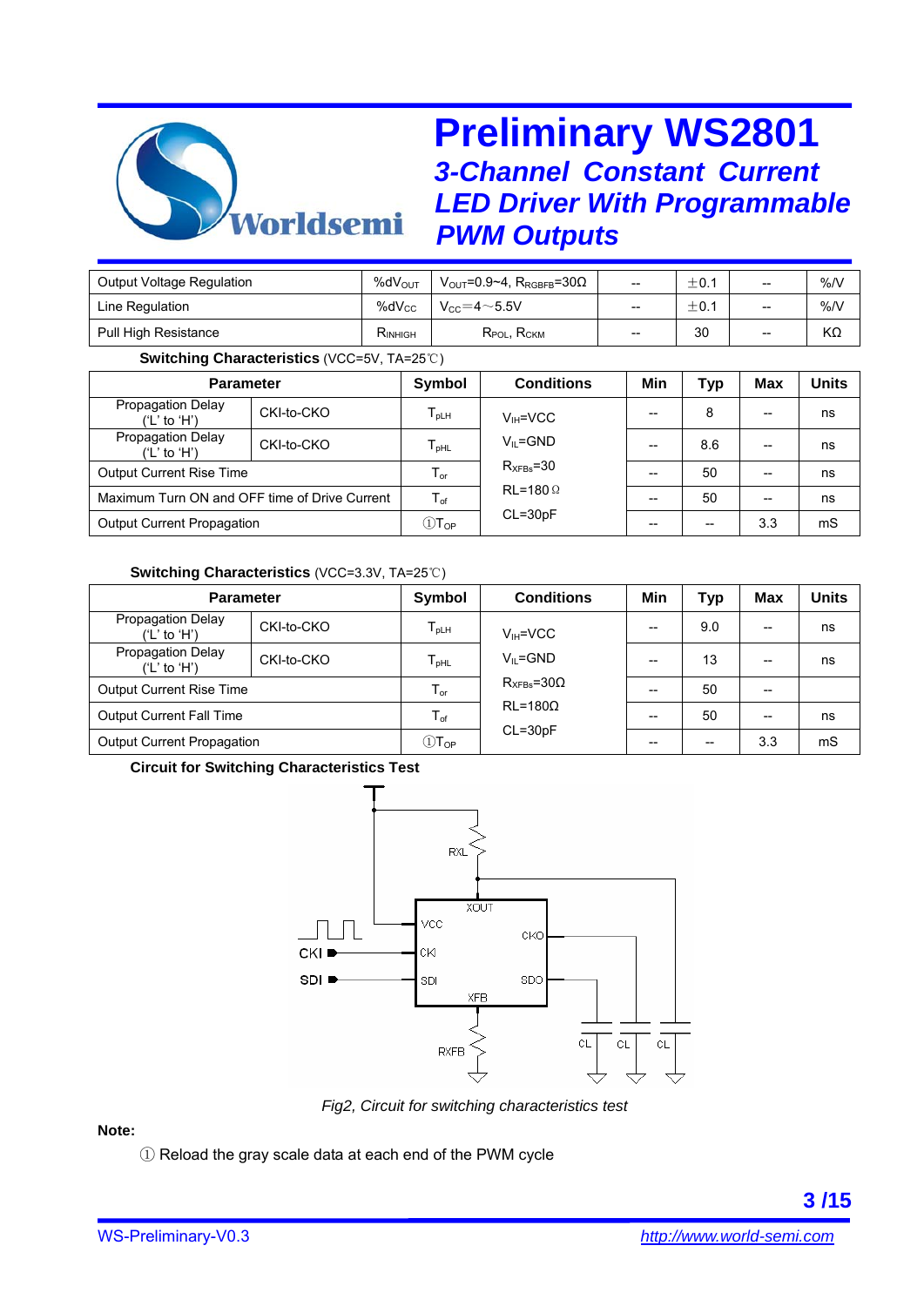| Output Voltage Regulation | $\%dV_{OUT}$ | $V_{OUT}$=0.9~4, $R_{RGBFB}$=30Ω | -- | ±0.1 | -- | %/V |
|---|---|---|---|---|---|---|
| Line Regulation | $\%dV_{CC}$ | $V_{CC}$=4~5.5V | -- | ±0.1 | -- | %/V |
| Pull High Resistance | $R_{INHIGH}$ | $R_{POL}$, $R_{CKM}$ | -- | 30 | -- | KΩ |

**Switching Characteristics** (VCC=5V, TA=25℃)

| Parameter | | Symbol | Conditions | Min | Typ | Max | Units |
|---|---|---|---|---|---|---|---|
| Propagation Delay ('L' to 'H') | CKI-to-CKO | $T_{pLH}$ | $V_{IH}$=VCC<br>$V_{IL}$=GND<br>$R_{XFBs}$=30<br>RL=180Ω<br>CL=30pF | -- | 8 | -- | ns |
| Propagation Delay ('L' to 'H') | CKI-to-CKO | $T_{pHL}$ | | -- | 8.6 | -- | ns |
| Output Current Rise Time | | $T_{or}$ | | -- | 50 | -- | ns |
| Maximum Turn ON and OFF time of Drive Current | | $T_{of}$ | | -- | 50 | -- | ns |
| Output Current Propagation | | ①$T_{OP}$ | | -- | -- | 3.3 | mS |

**Switching Characteristics** (VCC=3.3V, TA=25℃)

| Parameter | | Symbol | Conditions | Min | Typ | Max | Units |
|---|---|---|---|---|---|---|---|
| Propagation Delay ('L' to 'H') | CKI-to-CKO | $T_{pLH}$ | $V_{IH}$=VCC<br>$V_{IL}$=GND<br>$R_{XFBs}$=30Ω<br>RL=180Ω<br>CL=30pF | -- | 9.0 | -- | ns |
| Propagation Delay ('L' to 'H') | CKI-to-CKO | $T_{pHL}$ | | -- | 13 | -- | ns |
| Output Current Rise Time | | $T_{or}$ | | -- | 50 | -- | |
| Output Current Fall Time | | $T_{of}$ | | -- | 50 | -- | ns |
| Output Current Propagation | | ①$T_{OP}$ | | -- | -- | 3.3 | mS |

**Circuit for Switching Characteristics Test**

*Fig2, Circuit for switching characteristics test*

**Note:**

① Reload the gray scale data at each end of the PWM cycle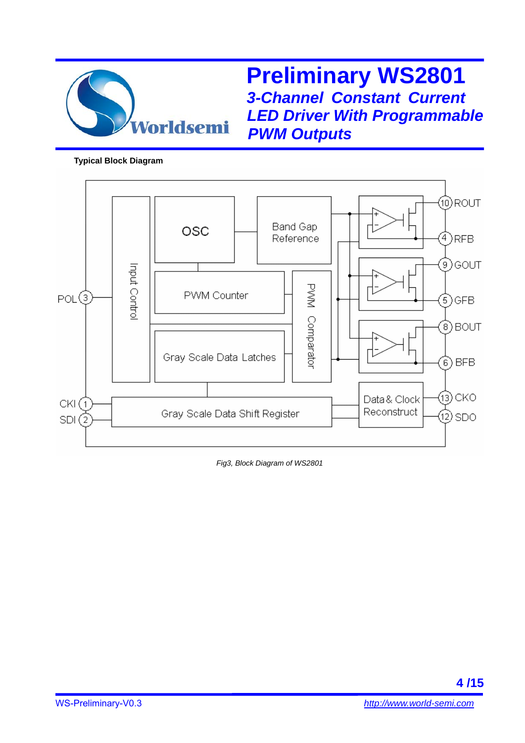**Typical Block Diagram**

*Fig3, Block Diagram of WS2801*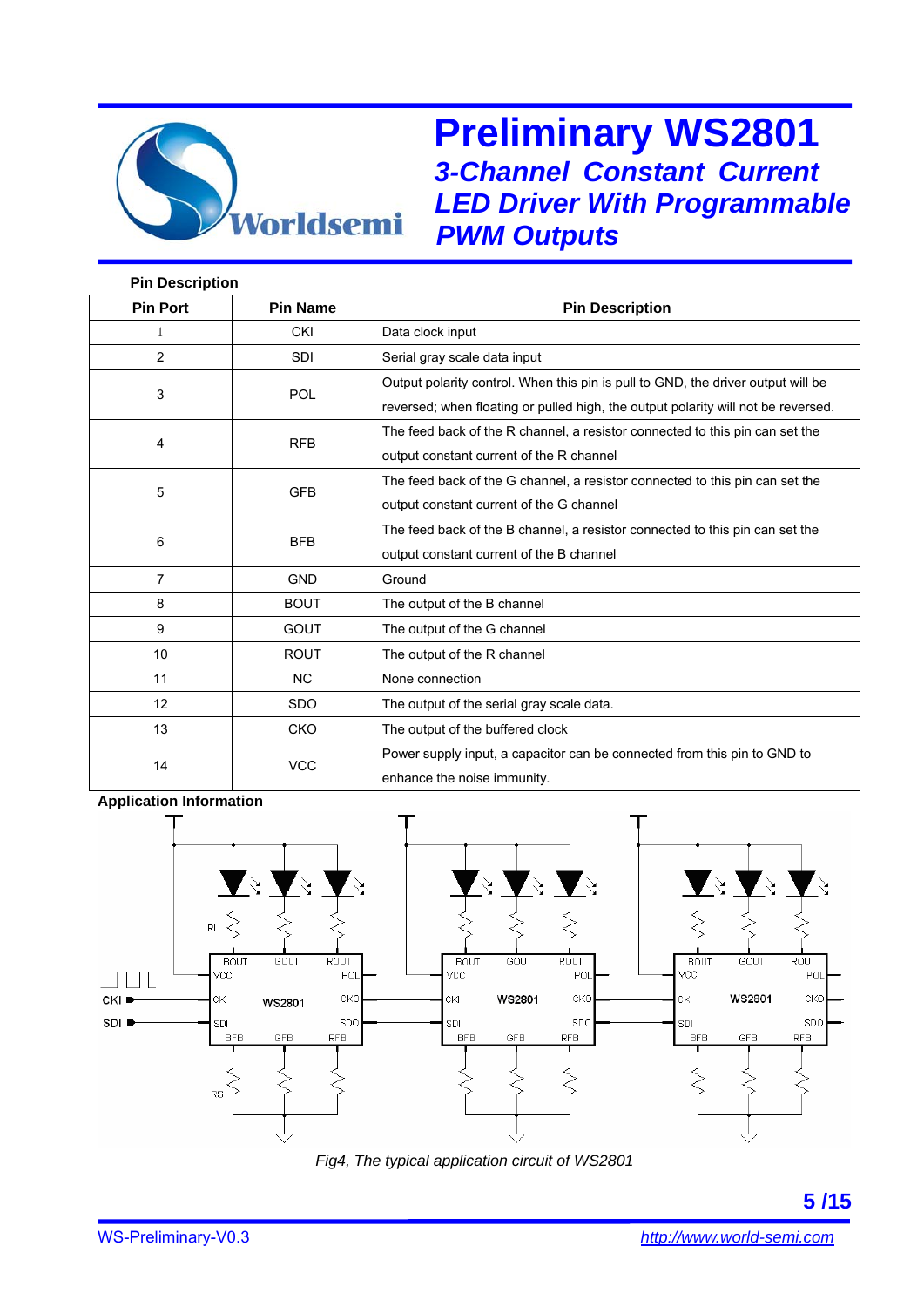### Pin Description

| Pin Port | Pin Name | Pin Description |
|---|---|---|
| 1 | CKI | Data clock input |
| 2 | SDI | Serial gray scale data input |
| 3 | POL | Output polarity control. When this pin is pull to GND, the driver output will be reversed; when floating or pulled high, the output polarity will not be reversed. |
| 4 | RFB | The feed back of the R channel, a resistor connected to this pin can set the output constant current of the R channel |
| 5 | GFB | The feed back of the G channel, a resistor connected to this pin can set the output constant current of the G channel |
| 6 | BFB | The feed back of the B channel, a resistor connected to this pin can set the output constant current of the B channel |
| 7 | GND | Ground |
| 8 | BOUT | The output of the B channel |
| 9 | GOUT | The output of the G channel |
| 10 | ROUT | The output of the R channel |
| 11 | NC | None connection |
| 12 | SDO | The output of the serial gray scale data. |
| 13 | CKO | The output of the buffered clock |
| 14 | VCC | Power supply input, a capacitor can be connected from this pin to GND to enhance the noise immunity. |

### Application Information

*Fig4, The typical application circuit of WS2801*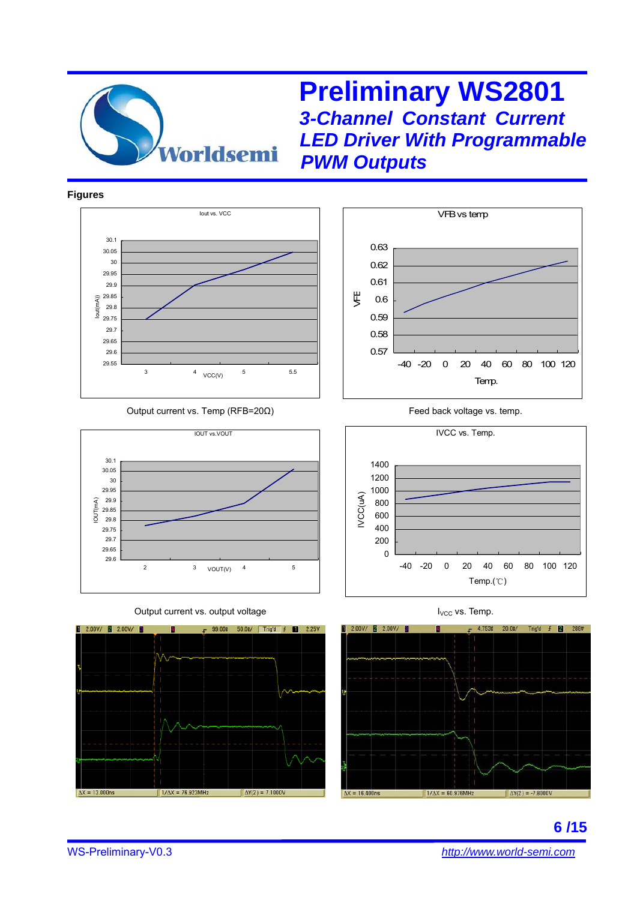## Figures

Iout vs. VCC

Output current vs. Temp (RFB=20Ω)

VFB vs temp

Feed back voltage vs. temp.

IOUT vs.VOUT

Output current vs. output voltage

IVCC vs. Temp.

$I_{VCC}$ vs. Temp.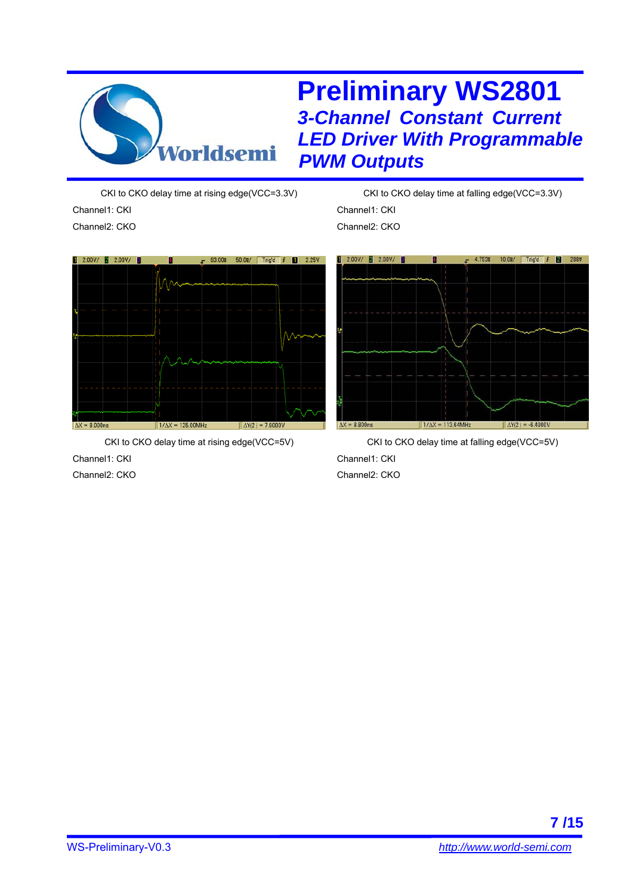CKI to CKO delay time at rising edge(VCC=3.3V)

Channel1: CKI

Channel2: CKO

CKI to CKO delay time at falling edge(VCC=3.3V)

Channel1: CKI

Channel2: CKO

CKI to CKO delay time at rising edge(VCC=5V)

Channel1: CKI

Channel2: CKO

CKI to CKO delay time at falling edge(VCC=5V)

Channel1: CKI

Channel2: CKO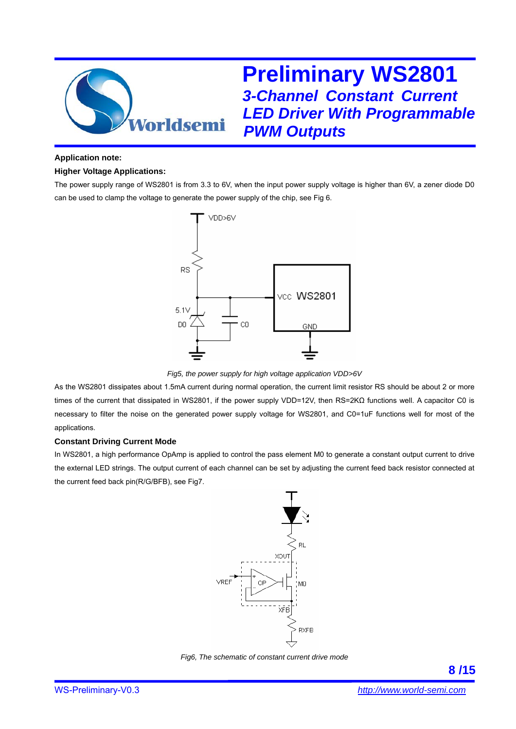**Application note:**

**Higher Voltage Applications:**

The power supply range of WS2801 is from 3.3 to 6V, when the input power supply voltage is higher than 6V, a zener diode D0 can be used to clamp the voltage to generate the power supply of the chip, see Fig 6.

*Fig5, the power supply for high voltage application VDD>6V*

As the WS2801 dissipates about 1.5mA current during normal operation, the current limit resistor RS should be about 2 or more times of the current that dissipated in WS2801, if the power supply VDD=12V, then RS=2KΩ functions well. A capacitor C0 is necessary to filter the noise on the generated power supply voltage for WS2801, and C0=1uF functions well for most of the applications.

**Constant Driving Current Mode**

In WS2801, a high performance OpAmp is applied to control the pass element M0 to generate a constant output current to drive the external LED strings. The output current of each channel can be set by adjusting the current feed back resistor connected at the current feed back pin(R/G/BFB), see Fig7.

*Fig6, The schematic of constant current drive mode*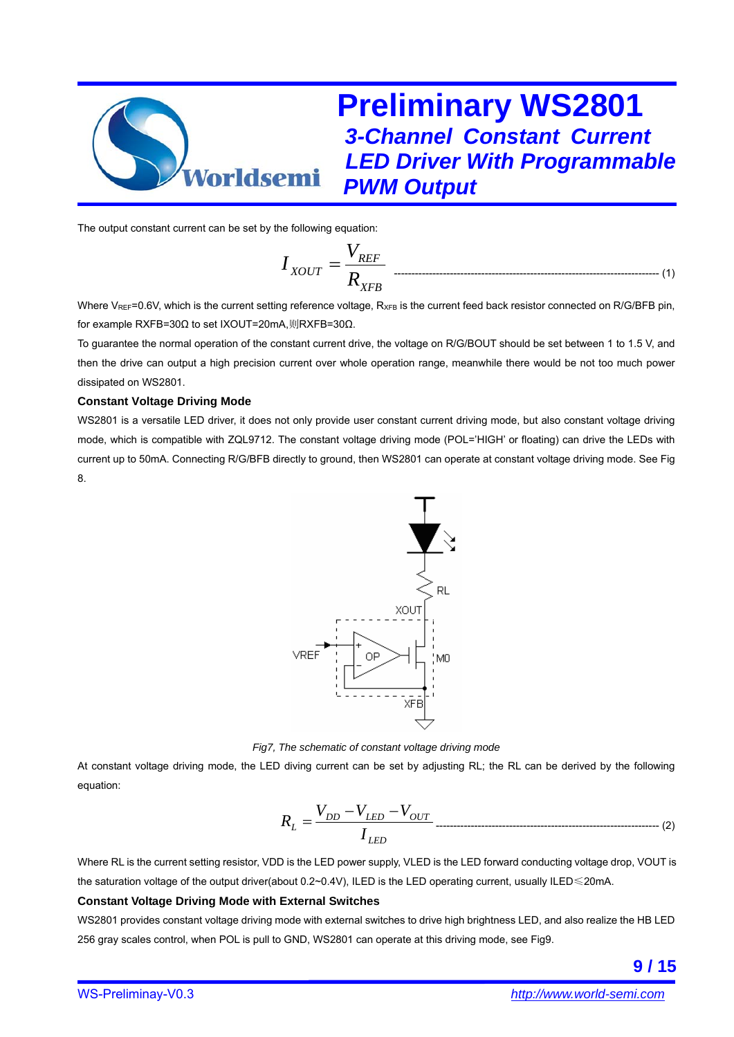The output constant current can be set by the following equation:

$$I_{XOUT} = \frac{V_{REF}}{R_{XFB}} \quad (1)$$

Where $V_{REF}$=0.6V, which is the current setting reference voltage, $R_{XFB}$ is the current feed back resistor connected on R/G/BFB pin, for example RXFB=30Ω to set IXOUT=20mA,则RXFB=30Ω.

To guarantee the normal operation of the constant current drive, the voltage on R/G/BOUT should be set between 1 to 1.5 V, and then the drive can output a high precision current over whole operation range, meanwhile there would be not too much power dissipated on WS2801.

**Constant Voltage Driving Mode**

WS2801 is a versatile LED driver, it does not only provide user constant current driving mode, but also constant voltage driving mode, which is compatible with ZQL9712. The constant voltage driving mode (POL='HIGH' or floating) can drive the LEDs with current up to 50mA. Connecting R/G/BFB directly to ground, then WS2801 can operate at constant voltage driving mode. See Fig 8.

*Fig7, The schematic of constant voltage driving mode*

At constant voltage driving mode, the LED diving current can be set by adjusting RL; the RL can be derived by the following equation:

$$R_L = \frac{V_{DD} - V_{LED} - V_{OUT}}{I_{LED}} \quad (2)$$

Where RL is the current setting resistor, VDD is the LED power supply, VLED is the LED forward conducting voltage drop, VOUT is the saturation voltage of the output driver(about 0.2~0.4V), ILED is the LED operating current, usually ILED≤20mA.

**Constant Voltage Driving Mode with External Switches**

WS2801 provides constant voltage driving mode with external switches to drive high brightness LED, and also realize the HB LED 256 gray scales control, when POL is pull to GND, WS2801 can operate at this driving mode, see Fig9.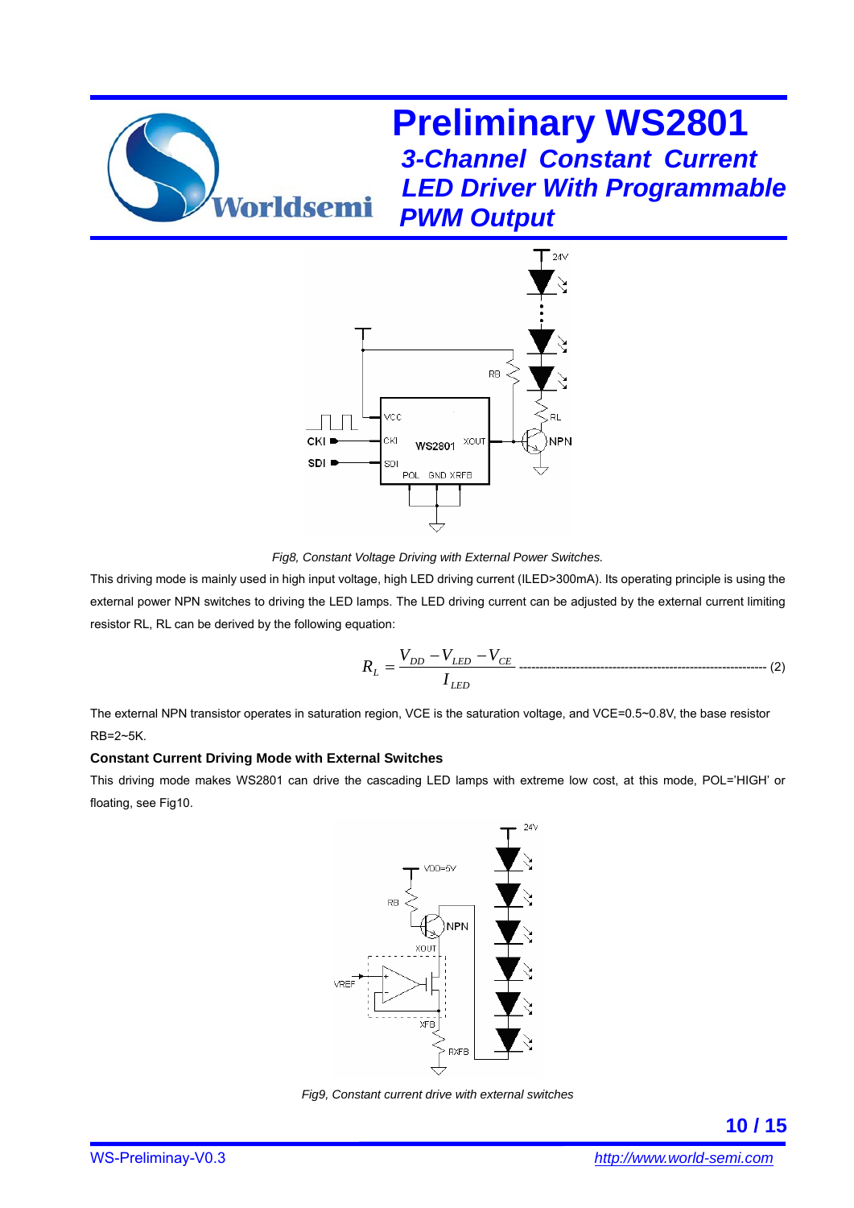Fig8, Constant Voltage Driving with External Power Switches.

This driving mode is mainly used in high input voltage, high LED driving current (ILED>300mA). Its operating principle is using the external power NPN switches to driving the LED lamps. The LED driving current can be adjusted by the external current limiting resistor RL, RL can be derived by the following equation:

$$R_L = \frac{V_{DD} - V_{LED} - V_{CE}}{I_{LED}} \quad (2)$$

The external NPN transistor operates in saturation region, VCE is the saturation voltage, and VCE=0.5~0.8V, the base resistor RB=2~5K.

**Constant Current Driving Mode with External Switches**

This driving mode makes WS2801 can drive the cascading LED lamps with extreme low cost, at this mode, POL='HIGH' or floating, see Fig10.

Fig9, Constant current drive with external switches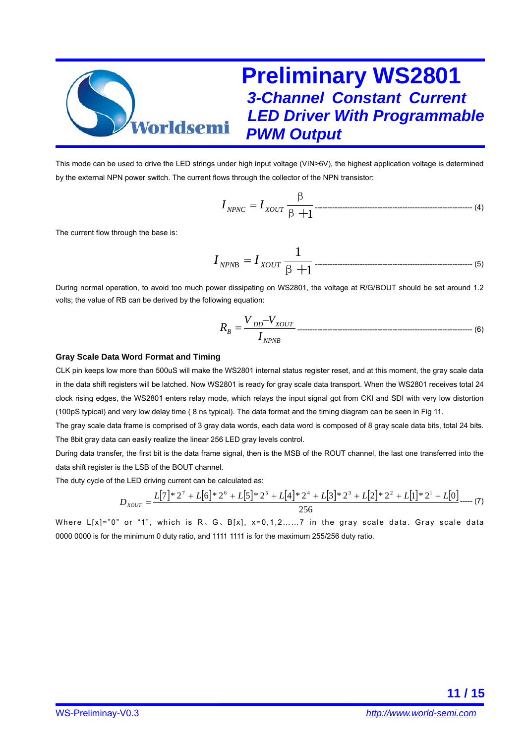This mode can be used to drive the LED strings under high input voltage (VIN>6V), the highest application voltage is determined by the external NPN power switch. The current flows through the collector of the NPN transistor:

$$I_{NPNC} = I_{XOUT}\frac{\beta}{\beta+1} \quad \text{------- (4)}$$

The current flow through the base is:

$$I_{NPNB} = I_{XOUT}\frac{1}{\beta+1} \quad \text{------- (5)}$$

During normal operation, to avoid too much power dissipating on WS2801, the voltage at R/G/BOUT should be set around 1.2 volts; the value of RB can be derived by the following equation:

$$R_B = \frac{V_{DD}-V_{XOUT}}{I_{NPNB}} \quad \text{------- (6)}$$

### Gray Scale Data Word Format and Timing

CLK pin keeps low more than 500uS will make the WS2801 internal status register reset, and at this moment, the gray scale data in the data shift registers will be latched. Now WS2801 is ready for gray scale data transport. When the WS2801 receives total 24 clock rising edges, the WS2801 enters relay mode, which relays the input signal got from CKI and SDI with very low distortion (100pS typical) and very low delay time ( 8 ns typical). The data format and the timing diagram can be seen in Fig 11.

The gray scale data frame is comprised of 3 gray data words, each data word is composed of 8 gray scale data bits, total 24 bits. The 8bit gray data can easily realize the linear 256 LED gray levels control.

During data transfer, the first bit is the data frame signal, then is the MSB of the ROUT channel, the last one transferred into the data shift register is the LSB of the BOUT channel.

The duty cycle of the LED driving current can be calculated as:

$$D_{XOUT} = \frac{L[7]*2^7 + L[6]*2^6 + L[5]*2^5 + L[4]*2^4 + L[3]*2^3 + L[2]*2^2 + L[1]*2^1 + L[0]}{256} \quad \text{----- (7)}$$

Where L[x]="0" or "1", which is R、G、B[x], x=0,1,2……7 in the gray scale data. Gray scale data 0000 0000 is for the minimum 0 duty ratio, and 1111 1111 is for the maximum 255/256 duty ratio.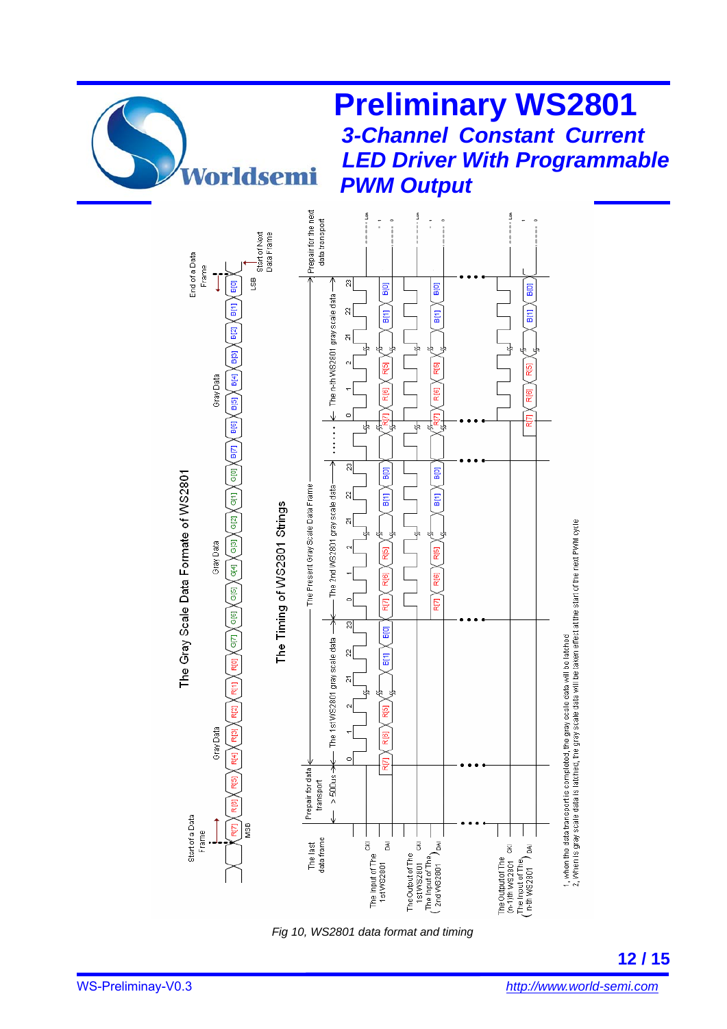## The Gray Scale Data Formate of WS2801

Start of a Data Frame — Gray Data: R[7] R[6] R[5] R[4] R[3] R[2] R[1] R[0] — Gray Data: G[7] G[6] G[5] G[4] G[3] G[2] G[1] G[0] — Gray Data: B[7] B[6] B[5] B[4] B[3] B[2] B[1] B[0] — End of a Data Frame

MSB … LSB — Start of Next Data Frame

## The Timing of WS2801 Strings

- The last data frame
- Prepair for data transport: > 500us
- The Present Gray Scale Data Frame: The 1st WS2801 gray scale data (0–23), The 2nd WS2801 gray scale data (0–23), …, The n-th WS2801 gray scale data (0–23)
- Prepair for the next data transport

Signals:
- The Input of The 1st WS2801: CKI, DAI
- The Output of The 1st WS2801 (The Input of The 2nd WS2801): CKI, DAI
- The Output of The (n-1)th WS2801 (The Input of The n-th WS2801): CKI, DAI

1, when the data transport is completed, the gray scale data will be latched
2, when is gray scale data is latched, the gray scale data will be taken effect at the start of the next PWM cycle

*Fig 10, WS2801 data format and timing*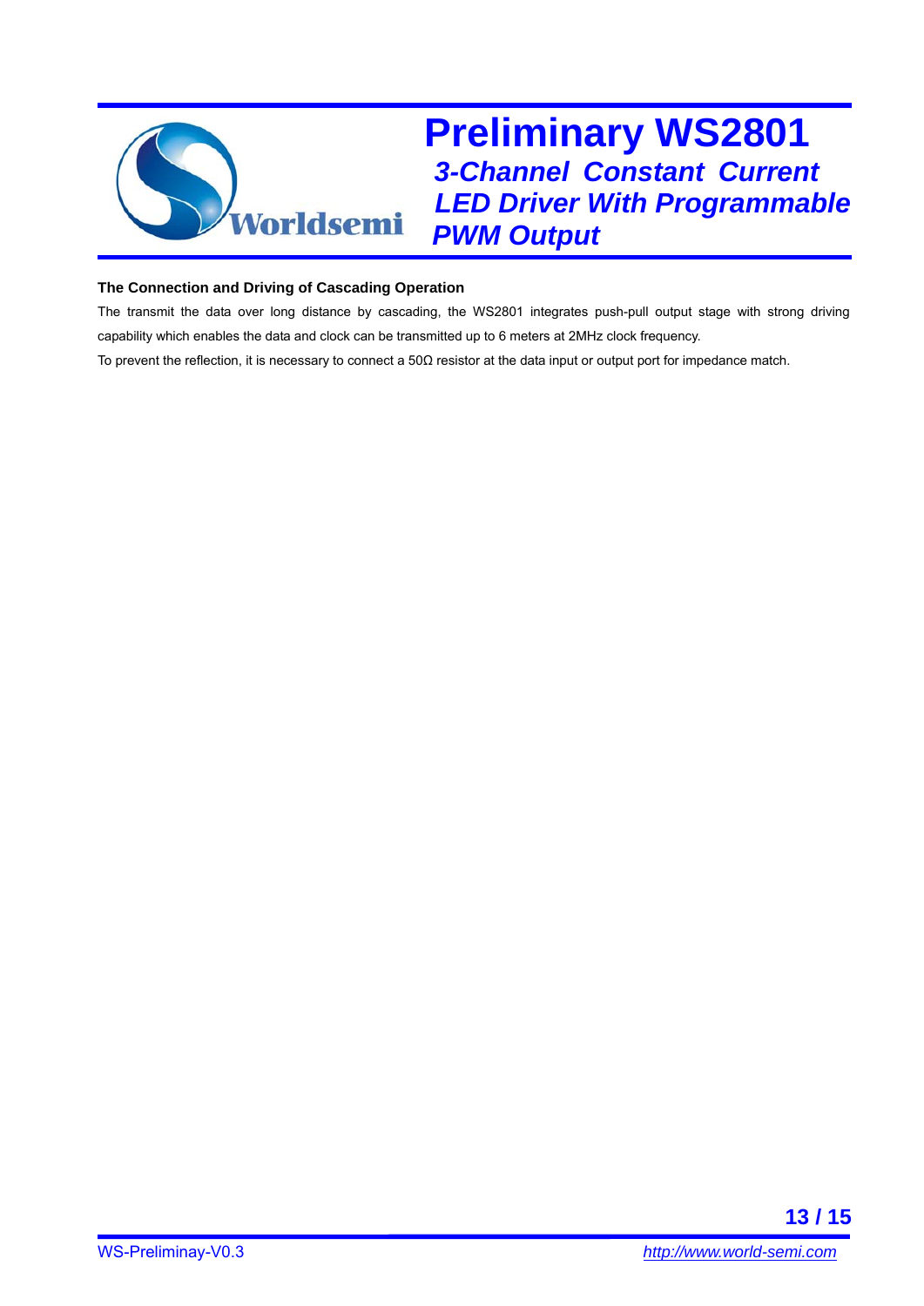### The Connection and Driving of Cascading Operation

The transmit the data over long distance by cascading, the WS2801 integrates push-pull output stage with strong driving capability which enables the data and clock can be transmitted up to 6 meters at 2MHz clock frequency.

To prevent the reflection, it is necessary to connect a 50Ω resistor at the data input or output port for impedance match.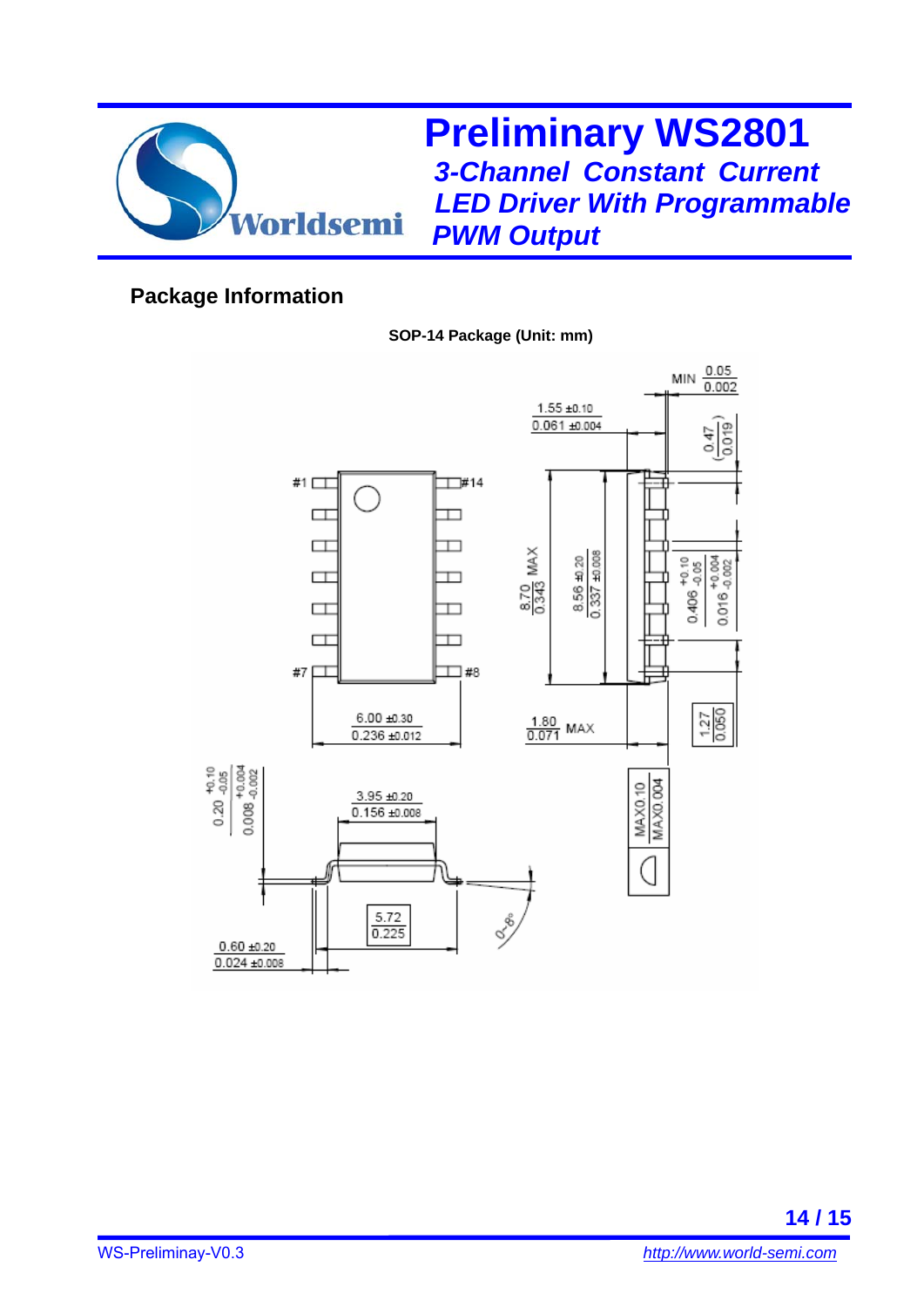## Package Information

**SOP-14 Package (Unit: mm)**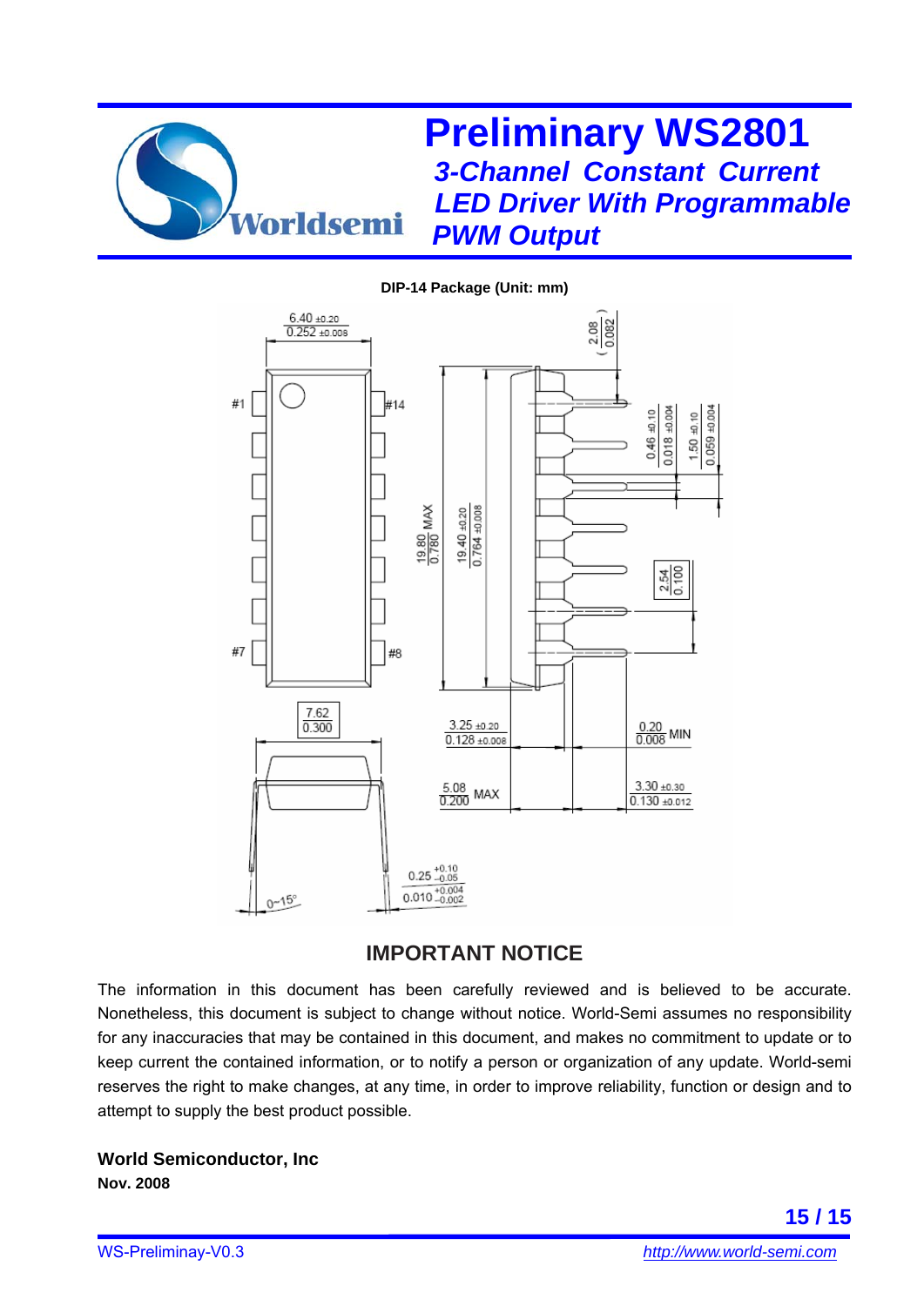**DIP-14 Package (Unit: mm)**

6.40 ±0.20
0.252 ±0.008

2.08
0.082

#1
#14
#7
#8

19.80 MAX
0.780

19.40 ±0.20
0.764 ±0.008

0.46 ±0.10
0.018 ±0.004

1.50 ±0.10
0.059 ±0.004

2.54
0.100

7.62
0.300

3.25 ±0.20
0.128 ±0.008

0.20 MIN
0.008

5.08 MAX
0.200

3.30 ±0.30
0.130 ±0.012

$0.25^{+0.10}_{-0.05}$
$0.010^{+0.004}_{-0.002}$

0~15°

## IMPORTANT NOTICE

The information in this document has been carefully reviewed and is believed to be accurate. Nonetheless, this document is subject to change without notice. World-Semi assumes no responsibility for any inaccuracies that may be contained in this document, and makes no commitment to update or to keep current the contained information, or to notify a person or organization of any update. World-semi reserves the right to make changes, at any time, in order to improve reliability, function or design and to attempt to supply the best product possible.

**World Semiconductor, Inc**

**Nov. 2008**